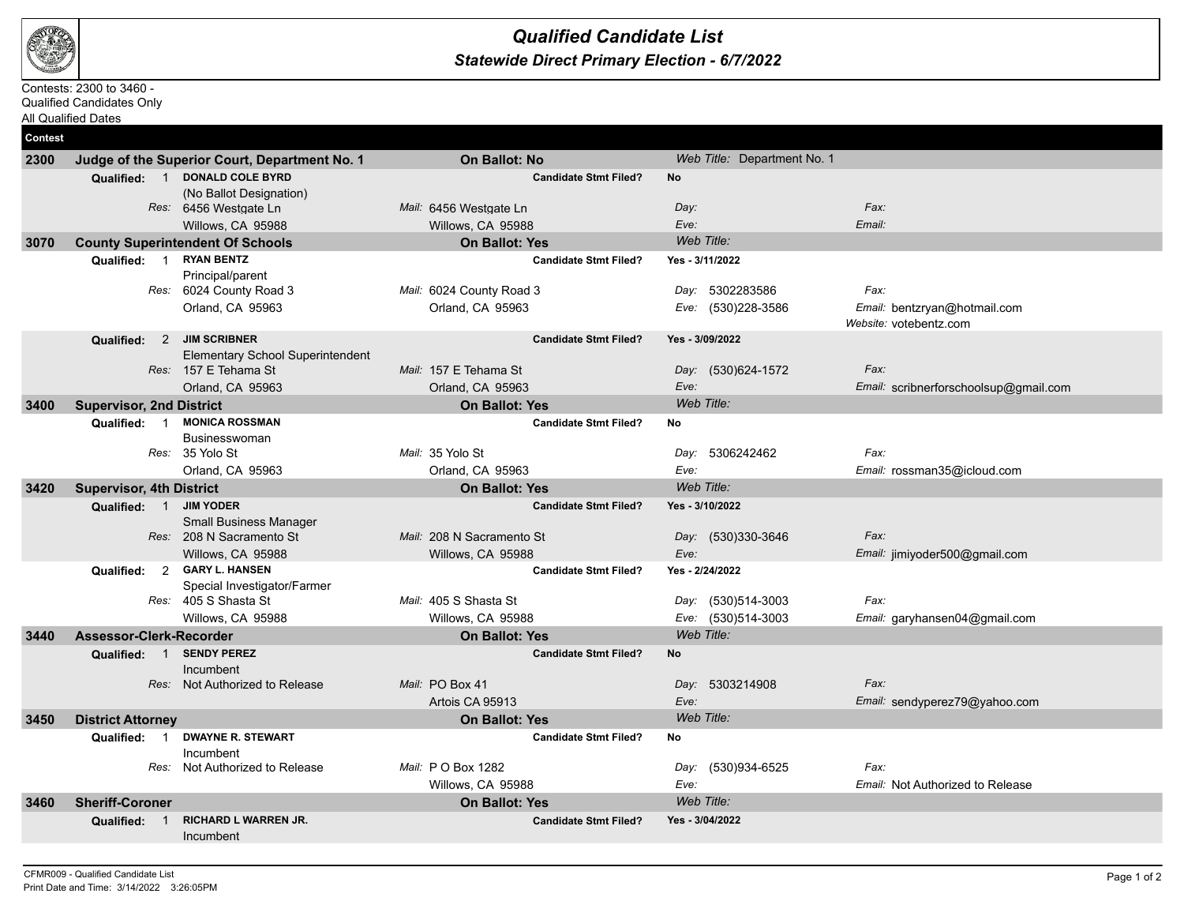# Qualified Candidate List

## Statewide Direct Primary Election - 6/7/2022

Contests: 2300 to 3460 -
Qualified Candidates Only
All Qualified Dates

| Contest | | | | |
|---|---|---|---|---|
| **2300** | **Judge of the Superior Court, Department No. 1** | **On Ballot: No** | *Web Title:* Department No. 1 | |
| **Qualified: 1** | **DONALD COLE BYRD** (No Ballot Designation) | **Candidate Stmt Filed?** | **No** | |
| | *Res:* 6456 Westgate Ln, Willows, CA 95988 | *Mail:* 6456 Westgate Ln, Willows, CA 95988 | *Day:* / *Eve:* | *Fax:* / *Email:* |
| **3070** | **County Superintendent Of Schools** | **On Ballot: Yes** | *Web Title:* | |
| **Qualified: 1** | **RYAN BENTZ** Principal/parent | **Candidate Stmt Filed?** | **Yes - 3/11/2022** | |
| | *Res:* 6024 County Road 3, Orland, CA 95963 | *Mail:* 6024 County Road 3, Orland, CA 95963 | *Day:* 5302283586 / *Eve:* (530)228-3586 | *Fax:* / *Email:* bentzryan@hotmail.com / *Website:* votebentz.com |
| **Qualified: 2** | **JIM SCRIBNER** Elementary School Superintendent | **Candidate Stmt Filed?** | **Yes - 3/09/2022** | |
| | *Res:* 157 E Tehama St, Orland, CA 95963 | *Mail:* 157 E Tehama St, Orland, CA 95963 | *Day:* (530)624-1572 / *Eve:* | *Fax:* / *Email:* scribnerforschoolsup@gmail.com |
| **3400** | **Supervisor, 2nd District** | **On Ballot: Yes** | *Web Title:* | |
| **Qualified: 1** | **MONICA ROSSMAN** Businesswoman | **Candidate Stmt Filed?** | **No** | |
| | *Res:* 35 Yolo St, Orland, CA 95963 | *Mail:* 35 Yolo St, Orland, CA 95963 | *Day:* 5306242462 / *Eve:* | *Fax:* / *Email:* rossman35@icloud.com |
| **3420** | **Supervisor, 4th District** | **On Ballot: Yes** | *Web Title:* | |
| **Qualified: 1** | **JIM YODER** Small Business Manager | **Candidate Stmt Filed?** | **Yes - 3/10/2022** | |
| | *Res:* 208 N Sacramento St, Willows, CA 95988 | *Mail:* 208 N Sacramento St, Willows, CA 95988 | *Day:* (530)330-3646 / *Eve:* | *Fax:* / *Email:* jimiyoder500@gmail.com |
| **Qualified: 2** | **GARY L. HANSEN** Special Investigator/Farmer | **Candidate Stmt Filed?** | **Yes - 2/24/2022** | |
| | *Res:* 405 S Shasta St, Willows, CA 95988 | *Mail:* 405 S Shasta St, Willows, CA 95988 | *Day:* (530)514-3003 / *Eve:* (530)514-3003 | *Fax:* / *Email:* garyhansen04@gmail.com |
| **3440** | **Assessor-Clerk-Recorder** | **On Ballot: Yes** | *Web Title:* | |
| **Qualified: 1** | **SENDY PEREZ** Incumbent | **Candidate Stmt Filed?** | **No** | |
| | *Res:* Not Authorized to Release | *Mail:* PO Box 41, Artois CA 95913 | *Day:* 5303214908 / *Eve:* | *Fax:* / *Email:* sendyperez79@yahoo.com |
| **3450** | **District Attorney** | **On Ballot: Yes** | *Web Title:* | |
| **Qualified: 1** | **DWAYNE R. STEWART** Incumbent | **Candidate Stmt Filed?** | **No** | |
| | *Res:* Not Authorized to Release | *Mail:* P O Box 1282, Willows, CA 95988 | *Day:* (530)934-6525 / *Eve:* | *Fax:* / *Email:* Not Authorized to Release |
| **3460** | **Sheriff-Coroner** | **On Ballot: Yes** | *Web Title:* | |
| **Qualified: 1** | **RICHARD L WARREN JR.** Incumbent | **Candidate Stmt Filed?** | **Yes - 3/04/2022** | |

CFMR009 - Qualified Candidate List
Print Date and Time: 3/14/2022 3:26:05PM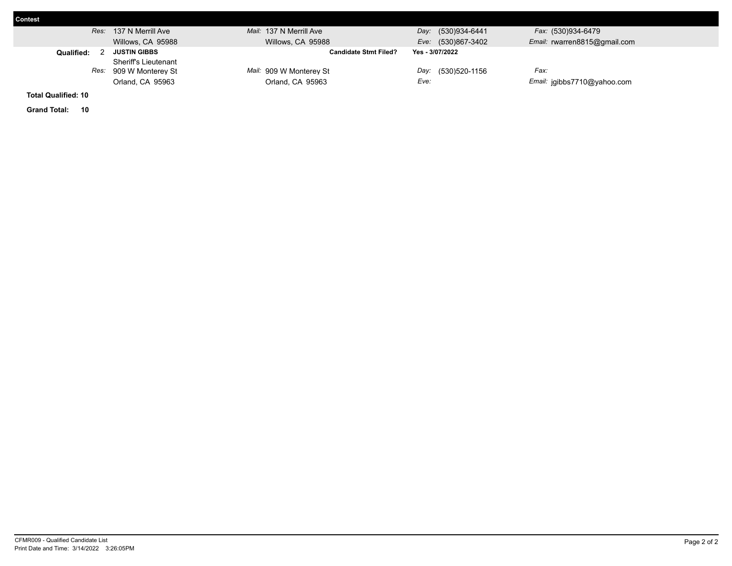**Contest**

| | | | | |
|---|---|---|---|---|
| *Res:* | 137 N Merrill Ave<br>Willows, CA 95988 | *Mail:* 137 N Merrill Ave<br>Willows, CA 95988 | *Day:* (530)934-6441<br>*Eve:* (530)867-3402 | *Fax:* (530)934-6479<br>*Email:* rwarren8815@gmail.com |
| **Qualified: 2** | **JUSTIN GIBBS**<br>Sheriff's Lieutenant | **Candidate Stmt Filed?** | **Yes - 3/07/2022** | |
| *Res:* | 909 W Monterey St<br>Orland, CA 95963 | *Mail:* 909 W Monterey St<br>Orland, CA 95963 | *Day:* (530)520-1156<br>*Eve:* | *Fax:*<br>*Email:* jgibbs7710@yahoo.com |

**Total Qualified: 10**

**Grand Total: 10**

CFMR009 - Qualified Candidate List
Print Date and Time: 3/14/2022 3:26:05PM